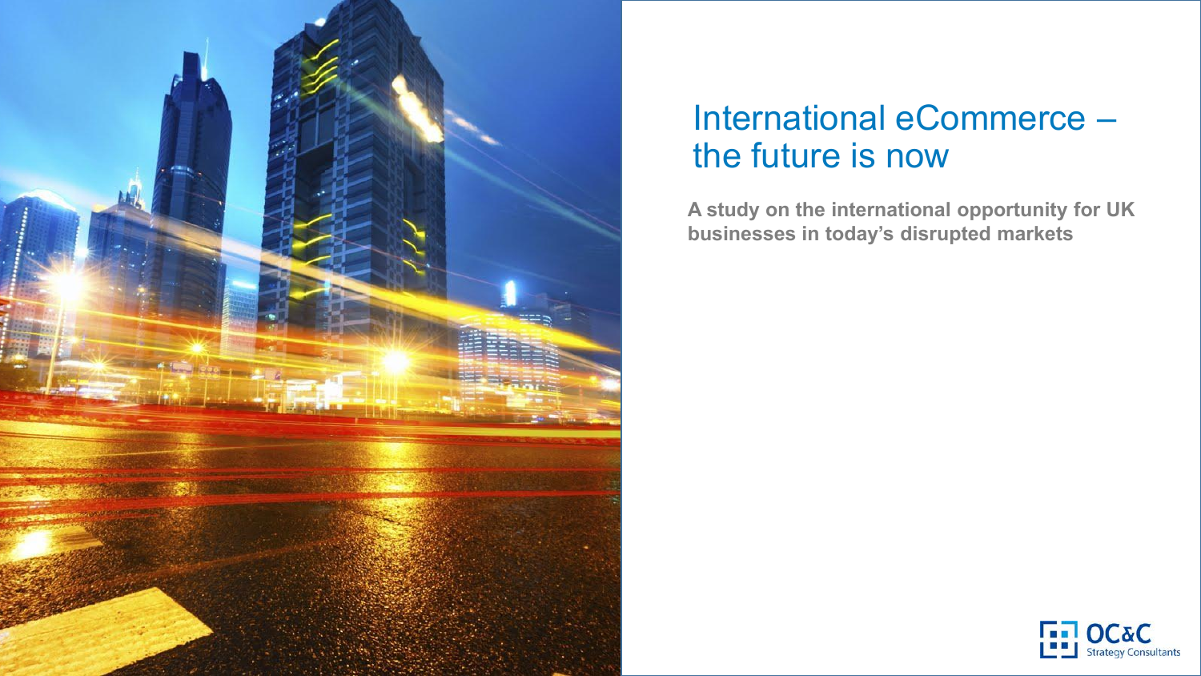# International eCommerce – the future is now

**A study on the international opportunity for UK businesses in today's disrupted markets**

OC&C Strategy Consultants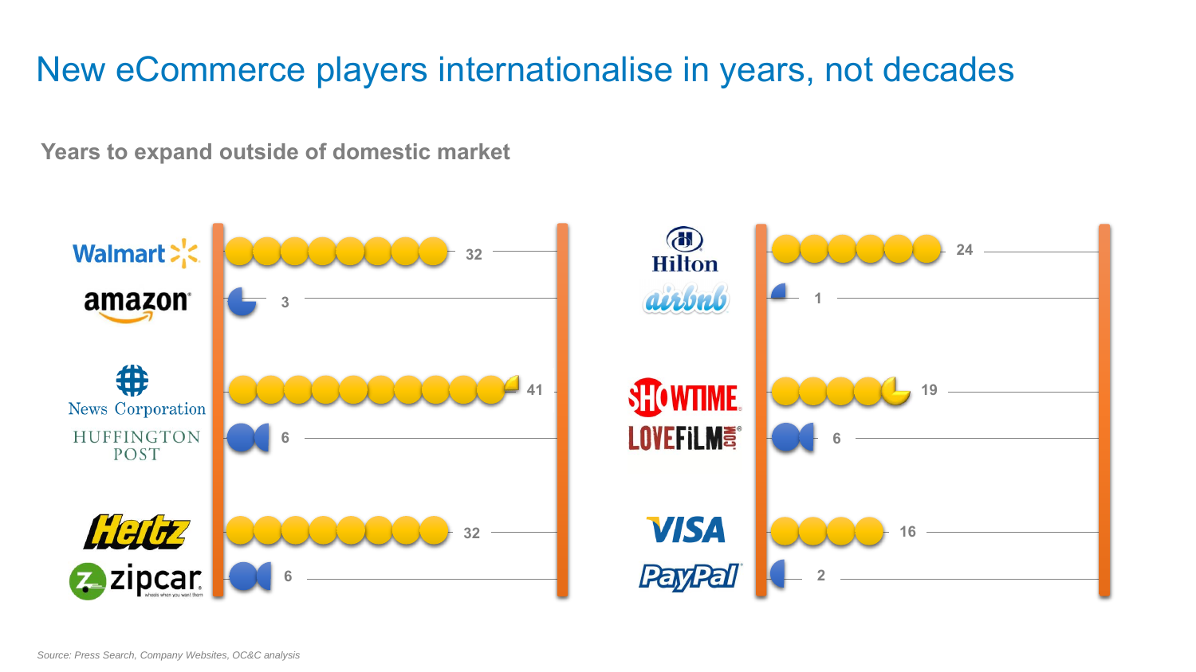# New eCommerce players internationalise in years, not decades

**Years to expand outside of domestic market**

Walmart 32
amazon 3

News Corporation 41
HUFFINGTON POST 6

Hertz 32
zipcar 6

Hilton 24
airbnb 1

SHOWTIME 19
LOVEFiLM.com 6

VISA 16
PayPal 2

*Source: Press Search, Company Websites, OC&C analysis*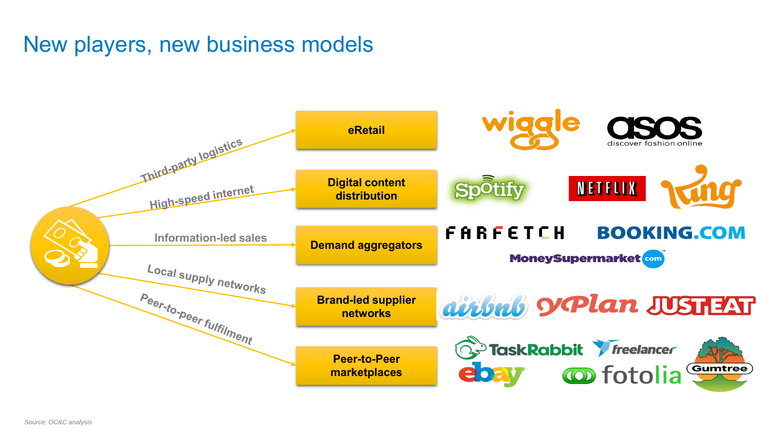# New players, new business models

| Enabler | Business model | Examples |
|---|---|---|
| Third-party logistics | eRetail | wiggle, asos (discover fashion online) |
| High-speed internet | Digital content distribution | Spotify, Netflix, King |
| Information-led sales | Demand aggregators | Farfetch, Booking.com, MoneySupermarket.com |
| Local supply networks | Brand-led supplier networks | airbnb, yPlan, Just Eat |
| Peer-to-peer fulfilment | Peer-to-Peer marketplaces | TaskRabbit, freelancer, Gumtree, ebay, fotolia |

*Source: OC&C analysis*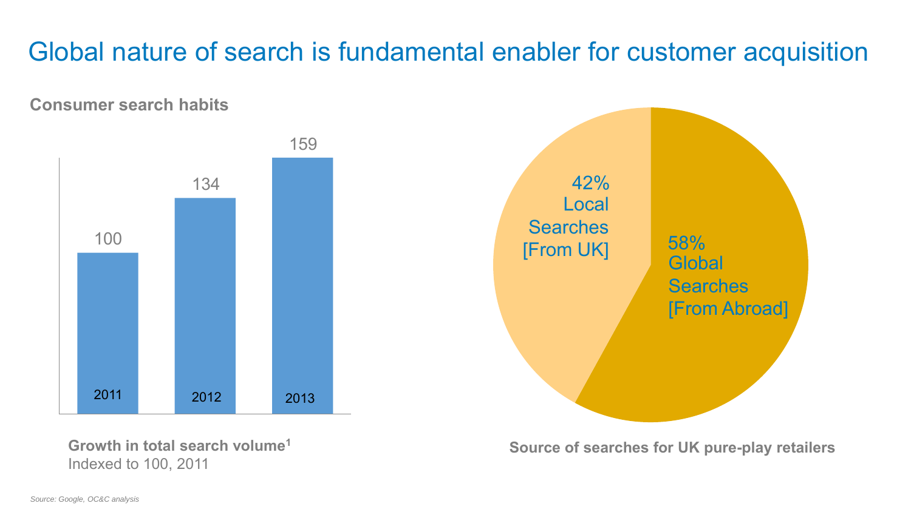# Global nature of search is fundamental enabler for customer acquisition

## Consumer search habits

159

134

100

2011

2012

2013

**Growth in total search volume[1]**
Indexed to 100, 2011

42%
Local
Searches
[From UK]

58%
Global
Searches
[From Abroad]

**Source of searches for UK pure-play retailers**

*Source: Google, OC&C analysis*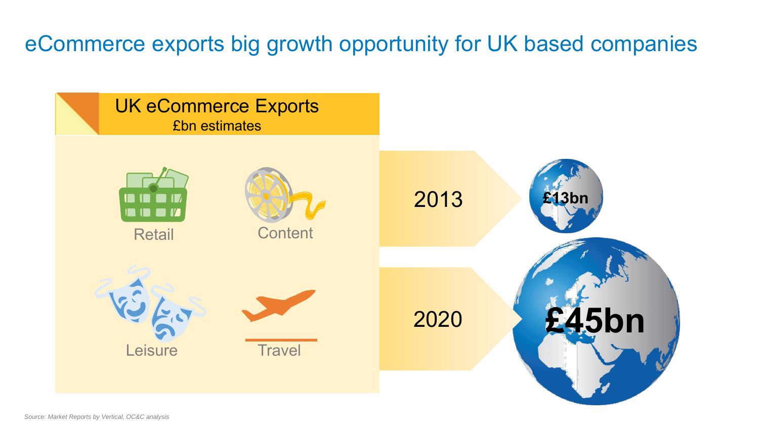# eCommerce exports big growth opportunity for UK based companies

UK eCommerce Exports

£bn estimates

Retail

Content

Leisure

Travel

2013

£13bn

2020

£45bn

*Source: Market Reports by Vertical, OC&C analysis*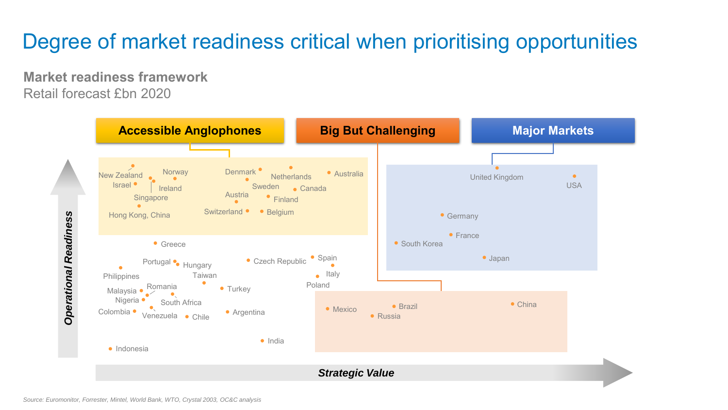# Degree of market readiness critical when prioritising opportunities

## Market readiness framework

Retail forecast £bn 2020

**Accessible Anglophones**

New Zealand, Norway, Israel, Ireland, Singapore, Hong Kong, China, Denmark, Netherlands, Australia, Sweden, Canada, Austria, Finland, Switzerland, Belgium

**Big But Challenging**

Mexico, Brazil, Russia, China

**Major Markets**

United Kingdom, USA, Germany, France, South Korea, Japan

Other markets: Greece, Portugal, Hungary, Czech Republic, Spain, Italy, Philippines, Taiwan, Poland, Malaysia, Romania, Turkey, Nigeria, South Africa, Colombia, Venezuela, Chile, Argentina, India, Indonesia

*Operational Readiness* (vertical axis)

*Strategic Value* (horizontal axis)

Source: Euromonitor, Forrester, Mintel, World Bank, WTO, Crystal 2003, OC&C analysis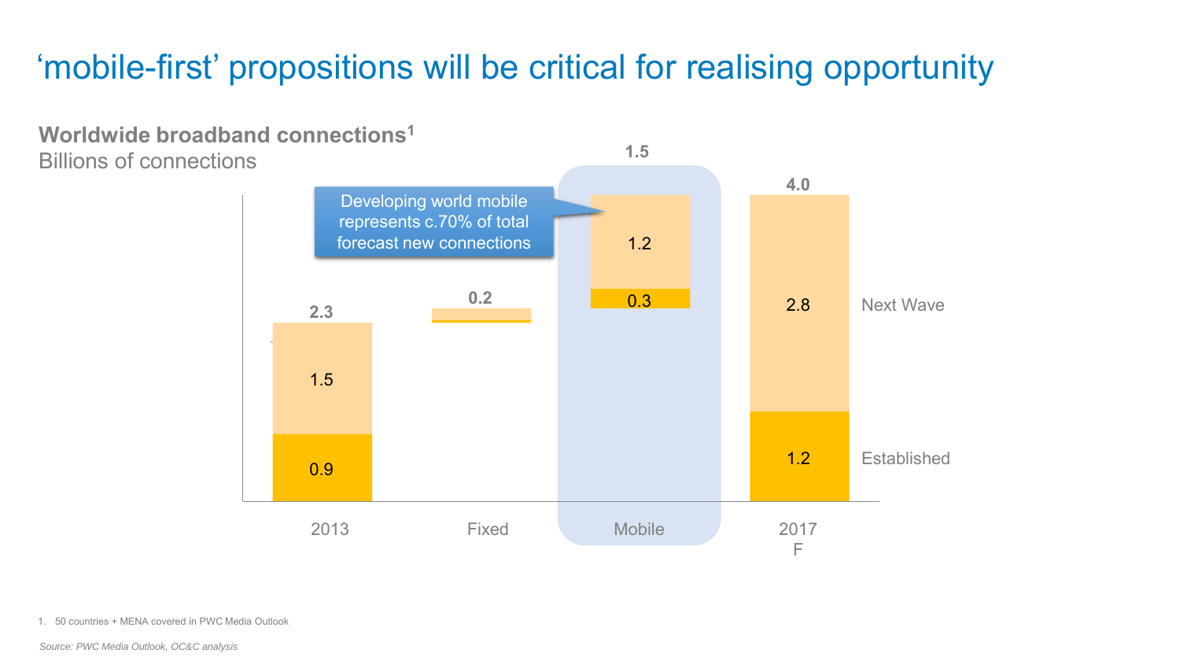# 'mobile-first' propositions will be critical for realising opportunity

**Worldwide broadband connections**[1]
Billions of connections

Developing world mobile represents c.70% of total forecast new connections

2.3
1.5
0.9
2013

0.2
Fixed

1.5
1.2
0.3
Mobile

4.0
2.8
1.2
2017 F

Next Wave
Established

1. 50 countries + MENA covered in PWC Media Outlook

*Source: PWC Media Outlook, OC&C analysis*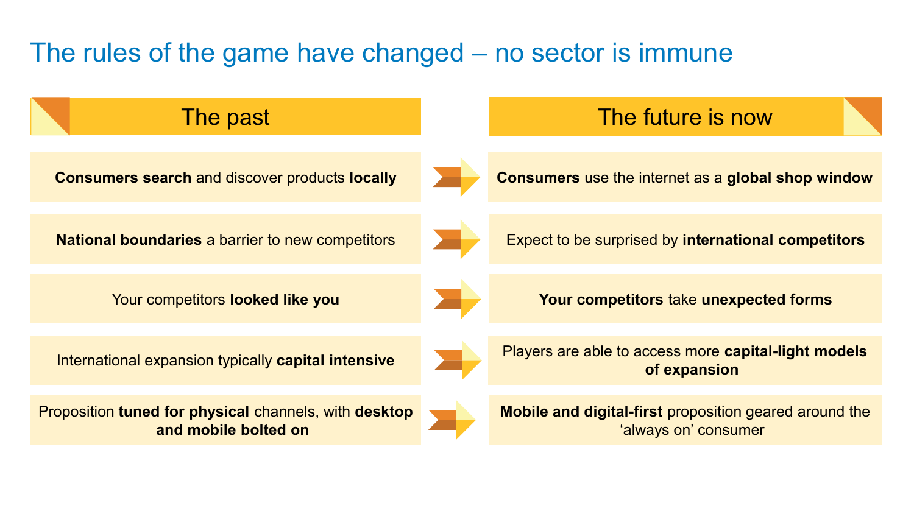# The rules of the game have changed – no sector is immune

| The past | The future is now |
| --- | --- |
| **Consumers search** and discover products **locally** | **Consumers** use the internet as a **global shop window** |
| **National boundaries** a barrier to new competitors | Expect to be surprised by **international competitors** |
| Your competitors **looked like you** | **Your competitors** take **unexpected forms** |
| International expansion typically **capital intensive** | Players are able to access more **capital-light models of expansion** |
| Proposition **tuned for physical** channels, with **desktop and mobile bolted on** | **Mobile and digital-first** proposition geared around the 'always on' consumer |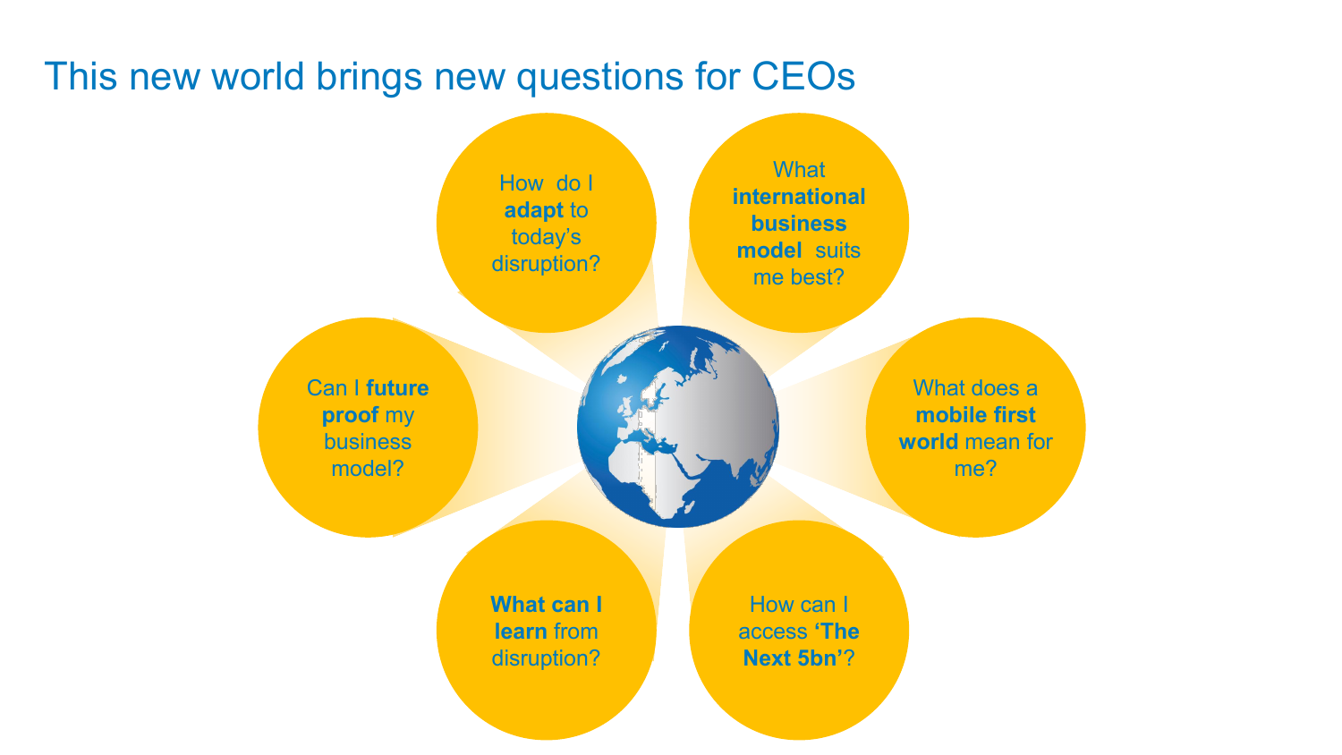# This new world brings new questions for CEOs

How do I **adapt** to today's disruption?

What **international business model** suits me best?

Can I **future proof** my business model?

What does a **mobile first world** mean for me?

**What can I learn** from disruption?

How can I access **'The Next 5bn'**?